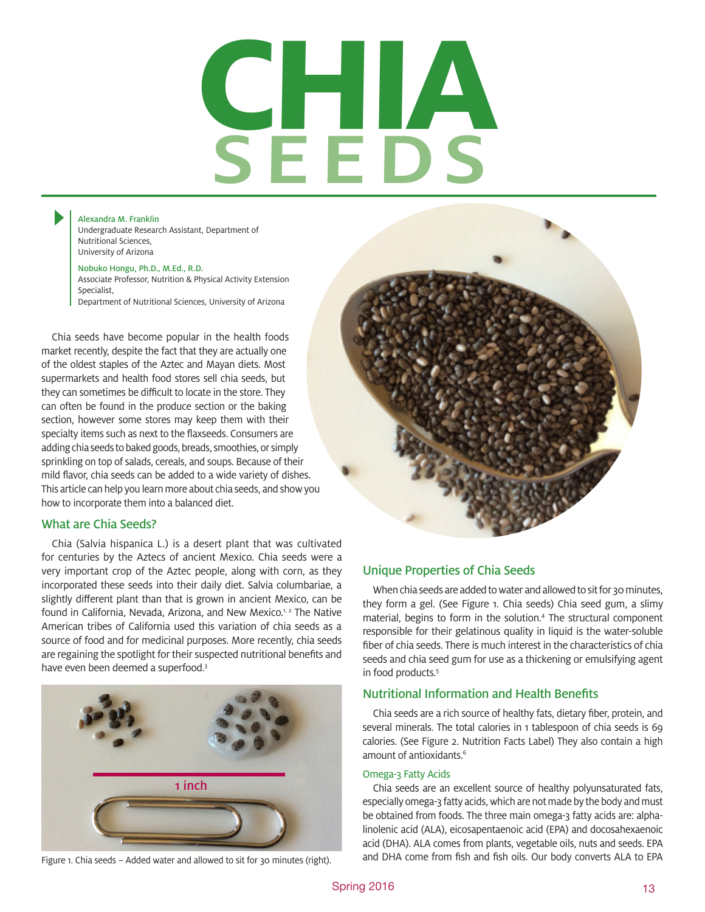# CHIA SEEDS

**Alexandra M. Franklin**
Undergraduate Research Assistant, Department of Nutritional Sciences, University of Arizona

**Nobuko Hongu, Ph.D., M.Ed., R.D.**
Associate Professor, Nutrition & Physical Activity Extension Specialist,
Department of Nutritional Sciences, University of Arizona

Chia seeds have become popular in the health foods market recently, despite the fact that they are actually one of the oldest staples of the Aztec and Mayan diets. Most supermarkets and health food stores sell chia seeds, but they can sometimes be difficult to locate in the store. They can often be found in the produce section or the baking section, however some stores may keep them with their specialty items such as next to the flaxseeds. Consumers are adding chia seeds to baked goods, breads, smoothies, or simply sprinkling on top of salads, cereals, and soups. Because of their mild flavor, chia seeds can be added to a wide variety of dishes. This article can help you learn more about chia seeds, and show you how to incorporate them into a balanced diet.

## What are Chia Seeds?

Chia (Salvia hispanica L.) is a desert plant that was cultivated for centuries by the Aztecs of ancient Mexico. Chia seeds were a very important crop of the Aztec people, along with corn, as they incorporated these seeds into their daily diet. Salvia columbariae, a slightly different plant than that is grown in ancient Mexico, can be found in California, Nevada, Arizona, and New Mexico.[1, 2] The Native American tribes of California used this variation of chia seeds as a source of food and for medicinal purposes. More recently, chia seeds are regaining the spotlight for their suspected nutritional benefits and have even been deemed a superfood.[3]

Figure 1. Chia seeds – Added water and allowed to sit for 30 minutes (right).

## Unique Properties of Chia Seeds

When chia seeds are added to water and allowed to sit for 30 minutes, they form a gel. (See Figure 1. Chia seeds) Chia seed gum, a slimy material, begins to form in the solution.[4] The structural component responsible for their gelatinous quality in liquid is the water-soluble fiber of chia seeds. There is much interest in the characteristics of chia seeds and chia seed gum for use as a thickening or emulsifying agent in food products.[5]

## Nutritional Information and Health Benefits

Chia seeds are a rich source of healthy fats, dietary fiber, protein, and several minerals. The total calories in 1 tablespoon of chia seeds is 69 calories. (See Figure 2. Nutrition Facts Label) They also contain a high amount of antioxidants.[6]

### Omega-3 Fatty Acids

Chia seeds are an excellent source of healthy polyunsaturated fats, especially omega-3 fatty acids, which are not made by the body and must be obtained from foods. The three main omega-3 fatty acids are: alpha-linolenic acid (ALA), eicosapentaenoic acid (EPA) and docosahexaenoic acid (DHA). ALA comes from plants, vegetable oils, nuts and seeds. EPA and DHA come from fish and fish oils. Our body converts ALA to EPA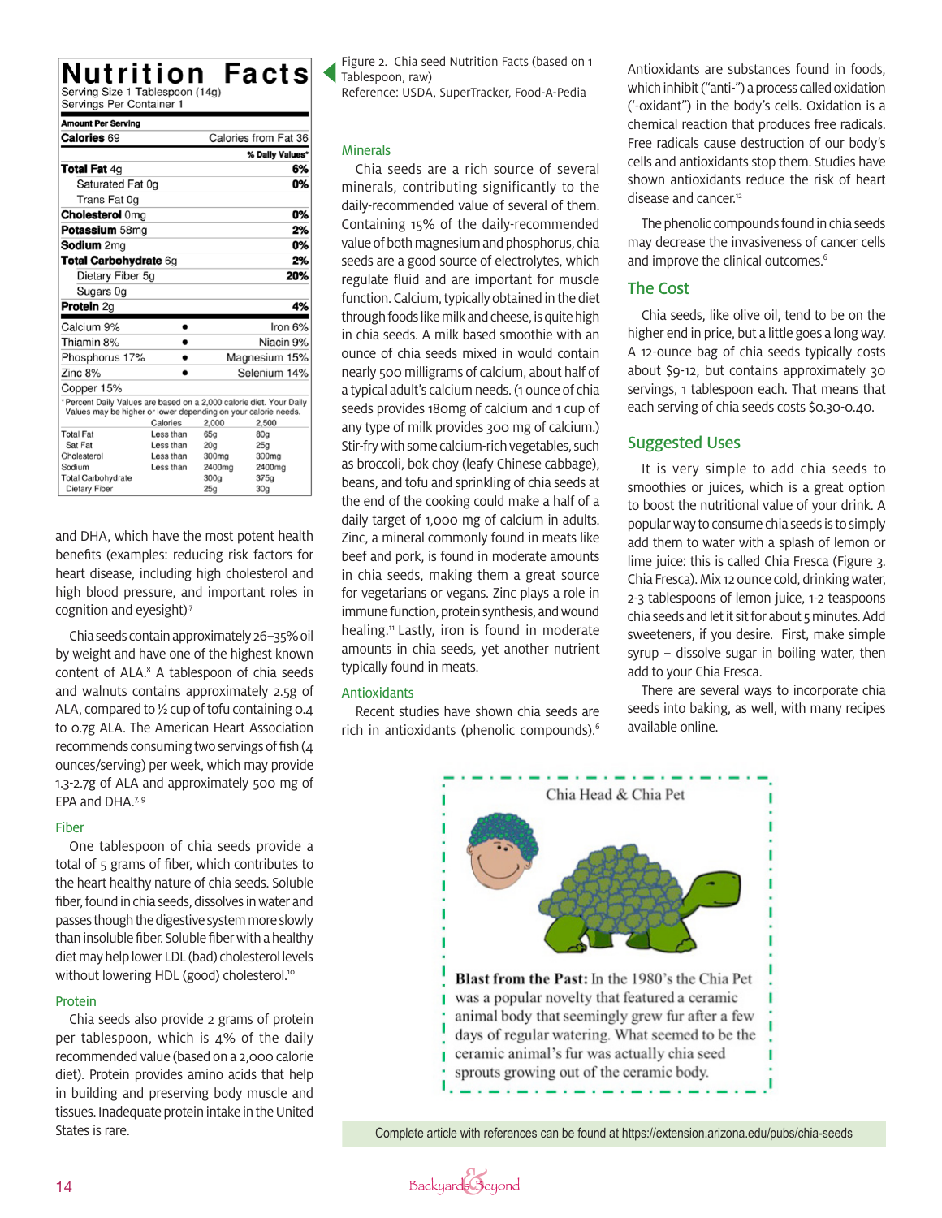**Nutrition Facts**
Serving Size 1 Tablespoon (14g)
Servings Per Container 1

| | |
|---|---|
| **Amount Per Serving** | |
| **Calories** 69 | Calories from Fat 36 |
| | **% Daily Values*** |
| **Total Fat** 4g | **6%** |
| Saturated Fat 0g | **0%** |
| Trans Fat 0g | |
| **Cholesterol** 0mg | **0%** |
| **Potassium** 58mg | **2%** |
| **Sodium** 2mg | **0%** |
| **Total Carbohydrate** 6g | **2%** |
| Dietary Fiber 5g | **20%** |
| Sugars 0g | |
| **Protein** 2g | **4%** |
| Calcium 9% | Iron 6% |
| Thiamin 8% | Niacin 9% |
| Phosphorus 17% | Magnesium 15% |
| Zinc 8% | Selenium 14% |
| Copper 15% | |

*Percent Daily Values are based on a 2,000 calorie diet. Your Daily Values may be higher or lower depending on your calorie needs.

| | | 2,000 | 2,500 |
|---|---|---|---|
| | Calories | 2,000 | 2,500 |
| Total Fat | Less than | 65g | 80g |
| Sat Fat | Less than | 20g | 25g |
| Cholesterol | Less than | 300mg | 300mg |
| Sodium | Less than | 2400mg | 2400mg |
| Total Carbohydrate | | 300g | 375g |
| Dietary Fiber | | 25g | 30g |

Figure 2. Chia seed Nutrition Facts (based on 1 Tablespoon, raw)
Reference: USDA, SuperTracker, Food-A-Pedia

and DHA, which have the most potent health benefits (examples: reducing risk factors for heart disease, including high cholesterol and high blood pressure, and important roles in cognition and eyesight).[7]

Chia seeds contain approximately 26–35% oil by weight and have one of the highest known content of ALA.[8] A tablespoon of chia seeds and walnuts contains approximately 2.5g of ALA, compared to ½ cup of tofu containing 0.4 to 0.7g ALA. The American Heart Association recommends consuming two servings of fish (4 ounces/serving) per week, which may provide 1.3-2.7g of ALA and approximately 500 mg of EPA and DHA.[7, 9]

### Fiber

One tablespoon of chia seeds provide a total of 5 grams of fiber, which contributes to the heart healthy nature of chia seeds. Soluble fiber, found in chia seeds, dissolves in water and passes though the digestive system more slowly than insoluble fiber. Soluble fiber with a healthy diet may help lower LDL (bad) cholesterol levels without lowering HDL (good) cholesterol.[10]

### Protein

Chia seeds also provide 2 grams of protein per tablespoon, which is 4% of the daily recommended value (based on a 2,000 calorie diet). Protein provides amino acids that help in building and preserving body muscle and tissues. Inadequate protein intake in the United States is rare.

### Minerals

Chia seeds are a rich source of several minerals, contributing significantly to the daily-recommended value of several of them. Containing 15% of the daily-recommended value of both magnesium and phosphorus, chia seeds are a good source of electrolytes, which regulate fluid and are important for muscle function. Calcium, typically obtained in the diet through foods like milk and cheese, is quite high in chia seeds. A milk based smoothie with an ounce of chia seeds mixed in would contain nearly 500 milligrams of calcium, about half of a typical adult's calcium needs. (1 ounce of chia seeds provides 180mg of calcium and 1 cup of any type of milk provides 300 mg of calcium.) Stir-fry with some calcium-rich vegetables, such as broccoli, bok choy (leafy Chinese cabbage), beans, and tofu and sprinkling of chia seeds at the end of the cooking could make a half of a daily target of 1,000 mg of calcium in adults. Zinc, a mineral commonly found in meats like beef and pork, is found in moderate amounts in chia seeds, making them a great source for vegetarians or vegans. Zinc plays a role in immune function, protein synthesis, and wound healing.[11] Lastly, iron is found in moderate amounts in chia seeds, yet another nutrient typically found in meats.

### Antioxidants

Recent studies have shown chia seeds are rich in antioxidants (phenolic compounds).[6] Antioxidants are substances found in foods, which inhibit ("anti-") a process called oxidation ('-oxidant") in the body's cells. Oxidation is a chemical reaction that produces free radicals. Free radicals cause destruction of our body's cells and antioxidants stop them. Studies have shown antioxidants reduce the risk of heart disease and cancer.[12]

The phenolic compounds found in chia seeds may decrease the invasiveness of cancer cells and improve the clinical outcomes.[6]

## The Cost

Chia seeds, like olive oil, tend to be on the higher end in price, but a little goes a long way. A 12-ounce bag of chia seeds typically costs about $9-12, but contains approximately 30 servings, 1 tablespoon each. That means that each serving of chia seeds costs $0.30-0.40.

## Suggested Uses

It is very simple to add chia seeds to smoothies or juices, which is a great option to boost the nutritional value of your drink. A popular way to consume chia seeds is to simply add them to water with a splash of lemon or lime juice: this is called Chia Fresca (Figure 3. Chia Fresca). Mix 12 ounce cold, drinking water, 2-3 tablespoons of lemon juice, 1-2 teaspoons chia seeds and let it sit for about 5 minutes. Add sweeteners, if you desire. First, make simple syrup – dissolve sugar in boiling water, then add to your Chia Fresca.

There are several ways to incorporate chia seeds into baking, as well, with many recipes available online.

Chia Head & Chia Pet

**Blast from the Past:** In the 1980's the Chia Pet was a popular novelty that featured a ceramic animal body that seemingly grew fur after a few days of regular watering. What seemed to be the ceramic animal's fur was actually chia seed sprouts growing out of the ceramic body.

Complete article with references can be found at https://extension.arizona.edu/pubs/chia-seeds